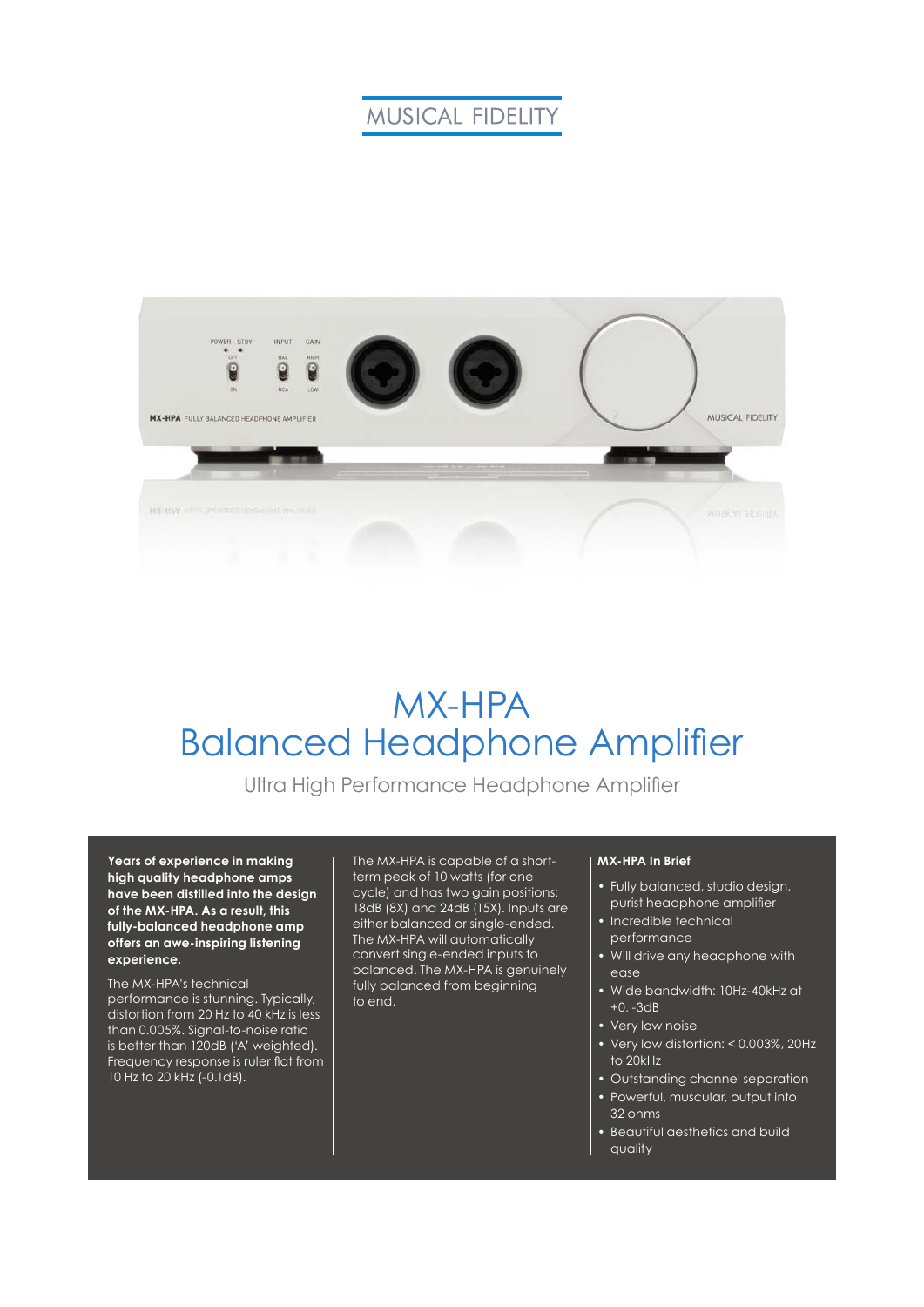MUSICAL FIDELITY

# MX-HPA
# Balanced Headphone Amplifier

Ultra High Performance Headphone Amplifier

**Years of experience in making high quality headphone amps have been distilled into the design of the MX-HPA. As a result, this fully-balanced headphone amp offers an awe-inspiring listening experience.**

The MX-HPA's technical performance is stunning. Typically, distortion from 20 Hz to 40 kHz is less than 0.005%. Signal-to-noise ratio is better than 120dB ('A' weighted). Frequency response is ruler flat from 10 Hz to 20 kHz (-0.1dB).

The MX-HPA is capable of a short-term peak of 10 watts (for one cycle) and has two gain positions: 18dB (8X) and 24dB (15X). Inputs are either balanced or single-ended. The MX-HPA will automatically convert single-ended inputs to balanced. The MX-HPA is genuinely fully balanced from beginning to end.

**MX-HPA In Brief**

- Fully balanced, studio design, purist headphone amplifier
- Incredible technical performance
- Will drive any headphone with ease
- Wide bandwidth: 10Hz-40kHz at +0, -3dB
- Very low noise
- Very low distortion: < 0.003%, 20Hz to 20kHz
- Outstanding channel separation
- Powerful, muscular, output into 32 ohms
- Beautiful aesthetics and build quality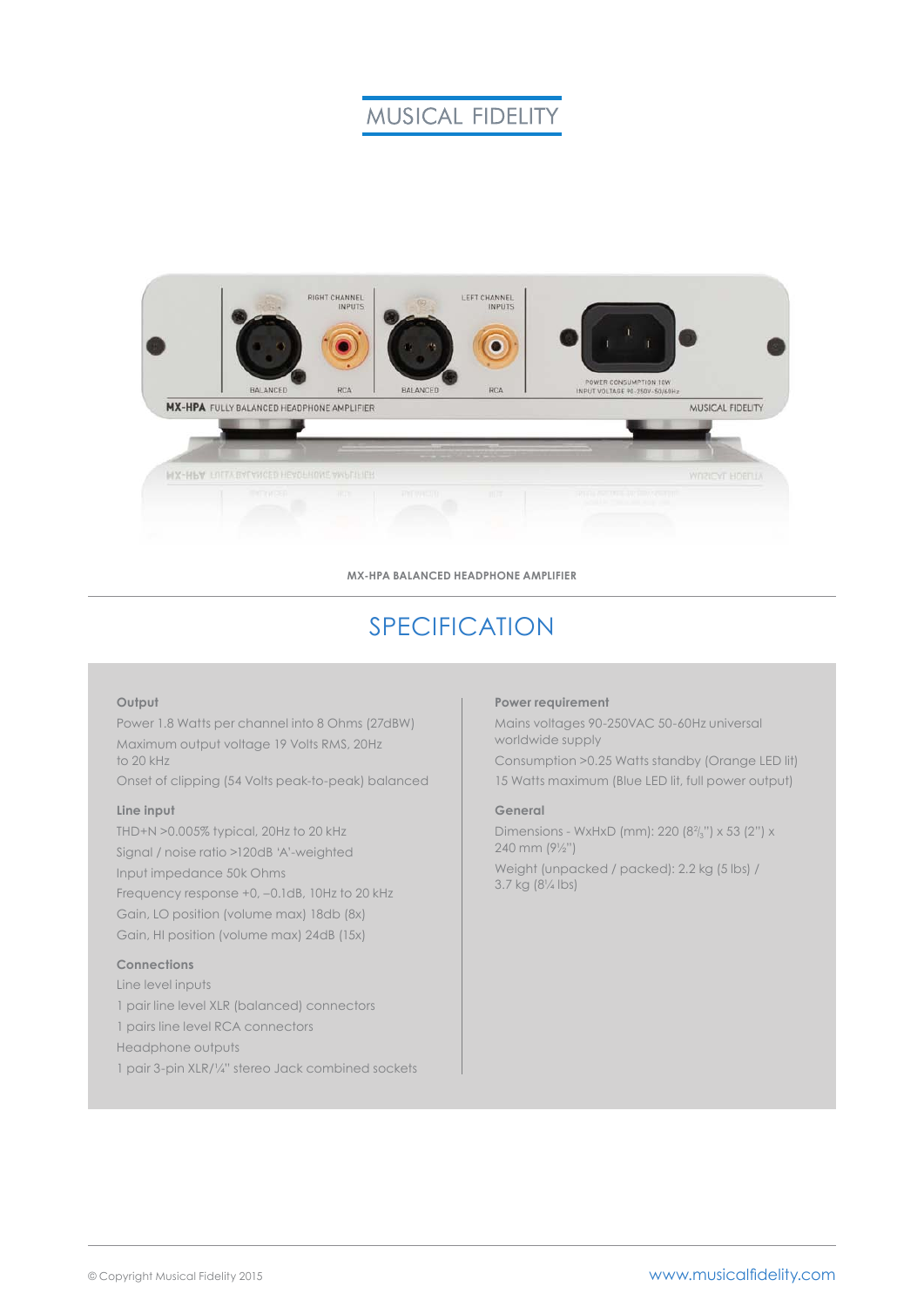MUSICAL FIDELITY

MX-HPA BALANCED HEADPHONE AMPLIFIER

# SPECIFICATION

### Output

Power 1.8 Watts per channel into 8 Ohms (27dBW)

Maximum output voltage 19 Volts RMS, 20Hz to 20 kHz

Onset of clipping (54 Volts peak-to-peak) balanced

### Line input

THD+N >0.005% typical, 20Hz to 20 kHz

Signal / noise ratio >120dB 'A'-weighted

Input impedance 50k Ohms

Frequency response +0, –0.1dB, 10Hz to 20 kHz

Gain, LO position (volume max) 18db (8x)

Gain, HI position (volume max) 24dB (15x)

### Connections

Line level inputs

1 pair line level XLR (balanced) connectors

1 pairs line level RCA connectors

Headphone outputs

1 pair 3-pin XLR/¼" stereo Jack combined sockets

### Power requirement

Mains voltages 90-250VAC 50-60Hz universal worldwide supply

Consumption >0.25 Watts standby (Orange LED lit)

15 Watts maximum (Blue LED lit, full power output)

### General

Dimensions - WxHxD (mm): 220 (8⅔") x 53 (2") x 240 mm (9½")

Weight (unpacked / packed): 2.2 kg (5 lbs) / 3.7 kg (8¼ lbs)

© Copyright Musical Fidelity 2015

www.musicalfidelity.com